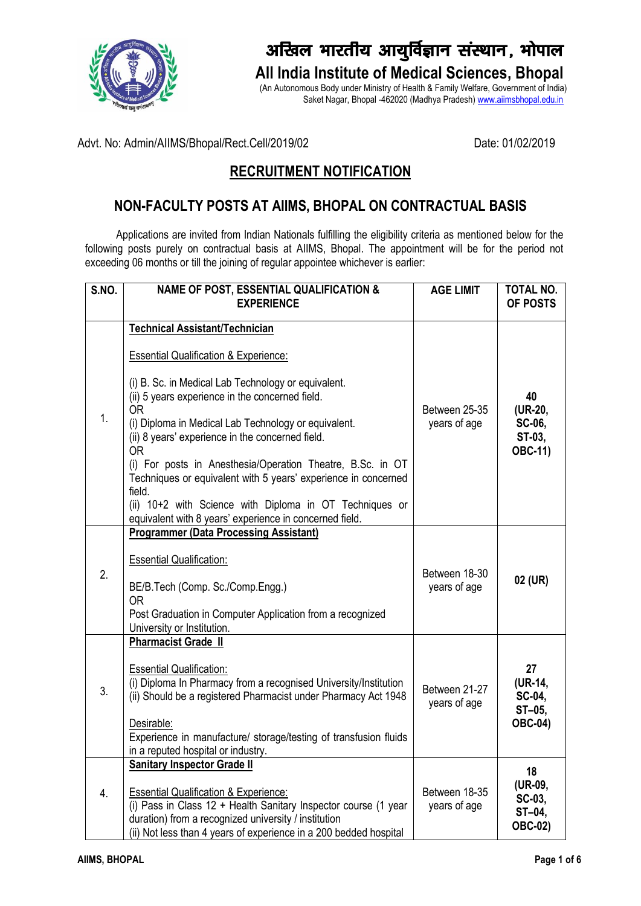# अखिल भारतीय आयुर्विज्ञान संस्थान, भोपाल

# All India Institute of Medical Sciences, Bhopal

(An Autonomous Body under Ministry of Health & Family Welfare, Government of India)
Saket Nagar, Bhopal -462020 (Madhya Pradesh) www.aiimsbhopal.edu.in

Advt. No: Admin/AIIMS/Bhopal/Rect.Cell/2019/02 Date: 01/02/2019

## RECRUITMENT NOTIFICATION

## NON-FACULTY POSTS AT AIIMS, BHOPAL ON CONTRACTUAL BASIS

Applications are invited from Indian Nationals fulfilling the eligibility criteria as mentioned below for the following posts purely on contractual basis at AIIMS, Bhopal. The appointment will be for the period not exceeding 06 months or till the joining of regular appointee whichever is earlier:

| S.NO. | NAME OF POST, ESSENTIAL QUALIFICATION & EXPERIENCE | AGE LIMIT | TOTAL NO. OF POSTS |
|---|---|---|---|
| 1. | **Technical Assistant/Technician**<br><br>Essential Qualification & Experience:<br><br>(i) B. Sc. in Medical Lab Technology or equivalent.<br>(ii) 5 years experience in the concerned field.<br>OR<br>(i) Diploma in Medical Lab Technology or equivalent.<br>(ii) 8 years' experience in the concerned field.<br>OR<br>(i) For posts in Anesthesia/Operation Theatre, B.Sc. in OT Techniques or equivalent with 5 years' experience in concerned field.<br>(ii) 10+2 with Science with Diploma in OT Techniques or equivalent with 8 years' experience in concerned field. | Between 25-35 years of age | **40 (UR-20, SC-06, ST-03, OBC-11)** |
| 2. | **Programmer (Data Processing Assistant)**<br><br>Essential Qualification:<br><br>BE/B.Tech (Comp. Sc./Comp.Engg.)<br>OR<br>Post Graduation in Computer Application from a recognized University or Institution. | Between 18-30 years of age | **02 (UR)** |
| 3. | **Pharmacist Grade II**<br><br>Essential Qualification:<br>(i) Diploma In Pharmacy from a recognised University/Institution<br>(ii) Should be a registered Pharmacist under Pharmacy Act 1948<br><br>Desirable:<br>Experience in manufacture/ storage/testing of transfusion fluids in a reputed hospital or industry. | Between 21-27 years of age | **27 (UR-14, SC-04, ST–05, OBC-04)** |
| 4. | **Sanitary Inspector Grade II**<br><br>Essential Qualification & Experience:<br>(i) Pass in Class 12 + Health Sanitary Inspector course (1 year duration) from a recognized university / institution<br>(ii) Not less than 4 years of experience in a 200 bedded hospital | Between 18-35 years of age | **18 (UR-09, SC-03, ST–04, OBC-02)** |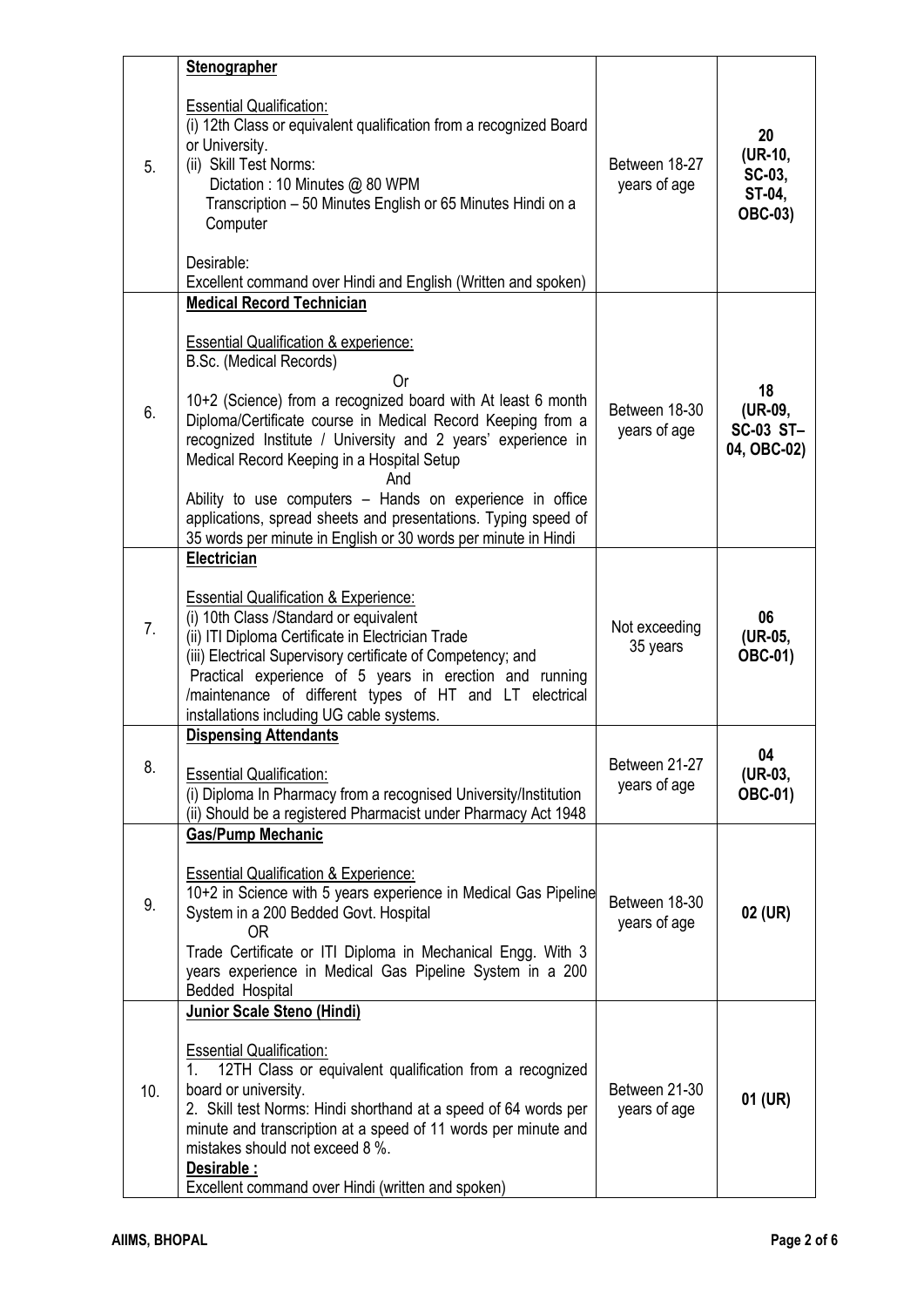| | | | |
|---|---|---|---|
| 5. | **Stenographer**<br><br>Essential Qualification:<br>(i) 12th Class or equivalent qualification from a recognized Board or University.<br>(ii) Skill Test Norms:<br>Dictation : 10 Minutes @ 80 WPM<br>Transcription – 50 Minutes English or 65 Minutes Hindi on a Computer<br><br>Desirable:<br>Excellent command over Hindi and English (Written and spoken) | Between 18-27 years of age | **20 (UR-10, SC-03, ST-04, OBC-03)** |
| 6. | **Medical Record Technician**<br><br>Essential Qualification & experience:<br>B.Sc. (Medical Records)<br>Or<br>10+2 (Science) from a recognized board with At least 6 month Diploma/Certificate course in Medical Record Keeping from a recognized Institute / University and 2 years' experience in Medical Record Keeping in a Hospital Setup<br>And<br>Ability to use computers – Hands on experience in office applications, spread sheets and presentations. Typing speed of 35 words per minute in English or 30 words per minute in Hindi | Between 18-30 years of age | **18 (UR-09, SC-03 ST– 04, OBC-02)** |
| 7. | **Electrician**<br><br>Essential Qualification & Experience:<br>(i) 10th Class /Standard or equivalent<br>(ii) ITI Diploma Certificate in Electrician Trade<br>(iii) Electrical Supervisory certificate of Competency; and<br>Practical experience of 5 years in erection and running /maintenance of different types of HT and LT electrical installations including UG cable systems. | Not exceeding 35 years | **06 (UR-05, OBC-01)** |
| 8. | **Dispensing Attendants**<br><br>Essential Qualification:<br>(i) Diploma In Pharmacy from a recognised University/Institution<br>(ii) Should be a registered Pharmacist under Pharmacy Act 1948 | Between 21-27 years of age | **04 (UR-03, OBC-01)** |
| 9. | **Gas/Pump Mechanic**<br><br>Essential Qualification & Experience:<br>10+2 in Science with 5 years experience in Medical Gas Pipeline System in a 200 Bedded Govt. Hospital<br>OR<br>Trade Certificate or ITI Diploma in Mechanical Engg. With 3 years experience in Medical Gas Pipeline System in a 200 Bedded Hospital | Between 18-30 years of age | **02 (UR)** |
| 10. | **Junior Scale Steno (Hindi)**<br><br>Essential Qualification:<br>1. 12TH Class or equivalent qualification from a recognized board or university.<br>2. Skill test Norms: Hindi shorthand at a speed of 64 words per minute and transcription at a speed of 11 words per minute and mistakes should not exceed 8 %.<br>**Desirable :**<br>Excellent command over Hindi (written and spoken) | Between 21-30 years of age | **01 (UR)** |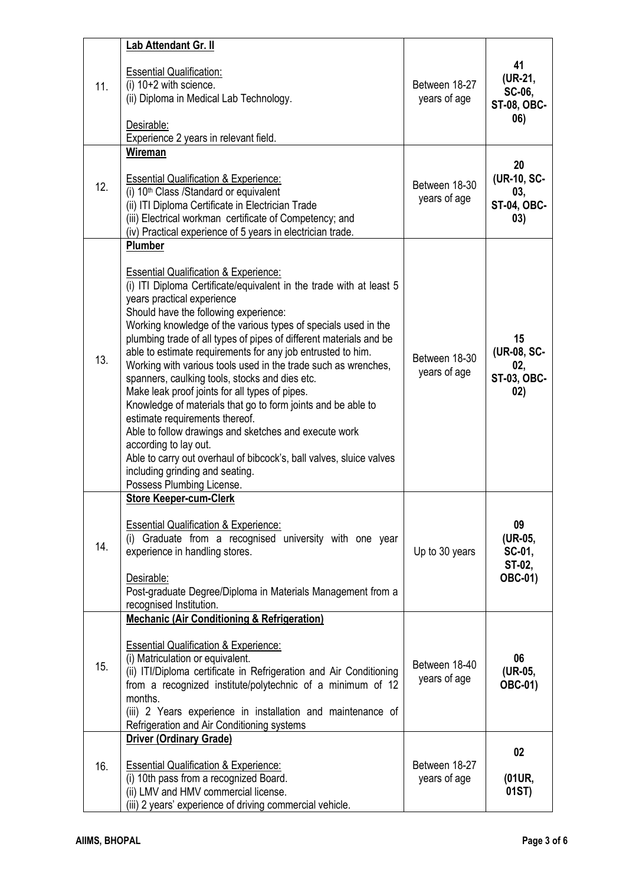| | | | |
|---|---|---|---|
| 11. | **Lab Attendant Gr. II**<br><br>Essential Qualification:<br>(i) 10+2 with science.<br>(ii) Diploma in Medical Lab Technology.<br><br>Desirable:<br>Experience 2 years in relevant field. | Between 18-27 years of age | **41 (UR-21, SC-06, ST-08, OBC-06)** |
| 12. | **Wireman**<br><br>Essential Qualification & Experience:<br>(i) 10th Class /Standard or equivalent<br>(ii) ITI Diploma Certificate in Electrician Trade<br>(iii) Electrical workman certificate of Competency; and<br>(iv) Practical experience of 5 years in electrician trade. | Between 18-30 years of age | **20 (UR-10, SC-03, ST-04, OBC-03)** |
| 13. | **Plumber**<br><br>Essential Qualification & Experience:<br>(i) ITI Diploma Certificate/equivalent in the trade with at least 5 years practical experience<br>Should have the following experience:<br>Working knowledge of the various types of specials used in the plumbing trade of all types of pipes of different materials and be able to estimate requirements for any job entrusted to him.<br>Working with various tools used in the trade such as wrenches, spanners, caulking tools, stocks and dies etc.<br>Make leak proof joints for all types of pipes.<br>Knowledge of materials that go to form joints and be able to estimate requirements thereof.<br>Able to follow drawings and sketches and execute work according to lay out.<br>Able to carry out overhaul of bibcock's, ball valves, sluice valves including grinding and seating.<br>Possess Plumbing License. | Between 18-30 years of age | **15 (UR-08, SC-02, ST-03, OBC-02)** |
| 14. | **Store Keeper-cum-Clerk**<br><br>Essential Qualification & Experience:<br>(i) Graduate from a recognised university with one year experience in handling stores.<br><br>Desirable:<br>Post-graduate Degree/Diploma in Materials Management from a recognised Institution. | Up to 30 years | **09 (UR-05, SC-01, ST-02, OBC-01)** |
| 15. | **Mechanic (Air Conditioning & Refrigeration)**<br><br>Essential Qualification & Experience:<br>(i) Matriculation or equivalent.<br>(ii) ITI/Diploma certificate in Refrigeration and Air Conditioning from a recognized institute/polytechnic of a minimum of 12 months.<br>(iii) 2 Years experience in installation and maintenance of Refrigeration and Air Conditioning systems | Between 18-40 years of age | **06 (UR-05, OBC-01)** |
| 16. | **Driver (Ordinary Grade)**<br><br>Essential Qualification & Experience:<br>(i) 10th pass from a recognized Board.<br>(ii) LMV and HMV commercial license.<br>(iii) 2 years' experience of driving commercial vehicle. | Between 18-27 years of age | **02<br><br>(01UR, 01ST)** |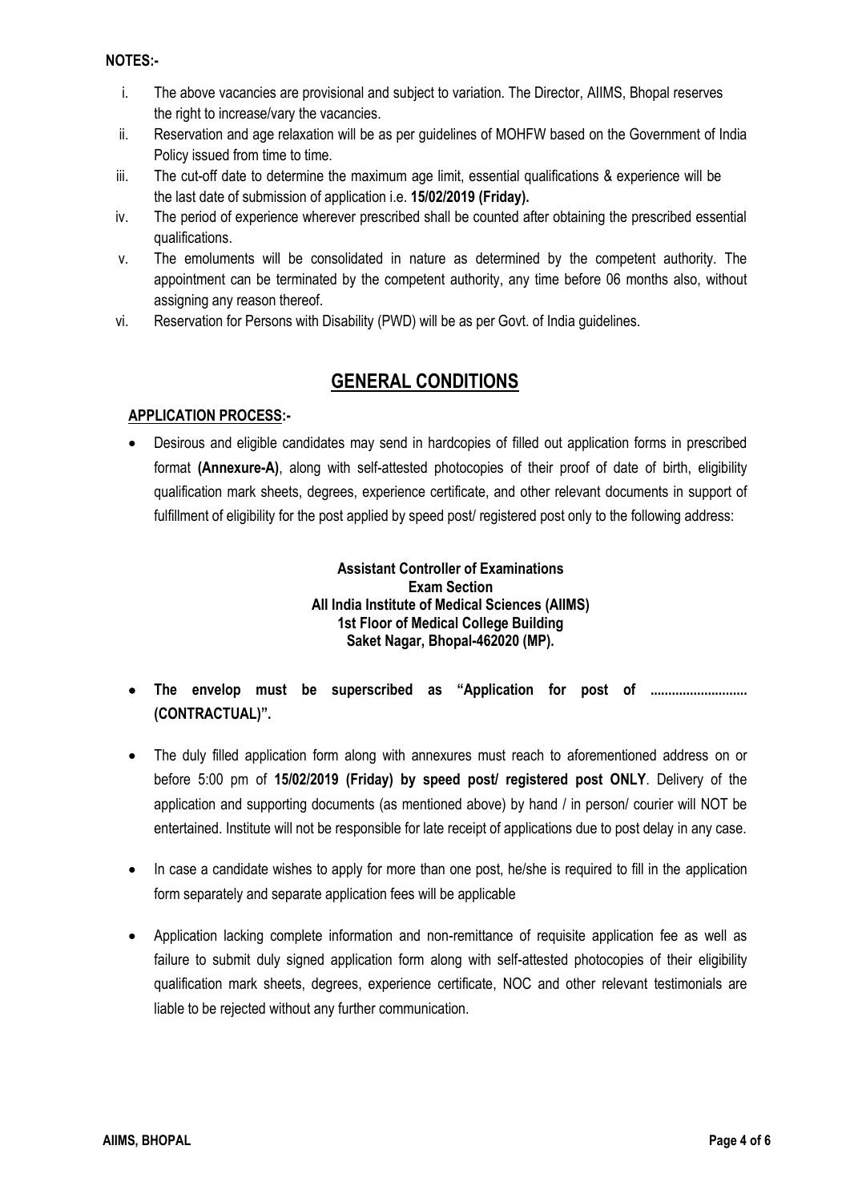**NOTES:-**

i. The above vacancies are provisional and subject to variation. The Director, AIIMS, Bhopal reserves the right to increase/vary the vacancies.
ii. Reservation and age relaxation will be as per guidelines of MOHFW based on the Government of India Policy issued from time to time.
iii. The cut-off date to determine the maximum age limit, essential qualifications & experience will be the last date of submission of application i.e. **15/02/2019 (Friday).**
iv. The period of experience wherever prescribed shall be counted after obtaining the prescribed essential qualifications.
v. The emoluments will be consolidated in nature as determined by the competent authority. The appointment can be terminated by the competent authority, any time before 06 months also, without assigning any reason thereof.
vi. Reservation for Persons with Disability (PWD) will be as per Govt. of India guidelines.

## GENERAL CONDITIONS

**APPLICATION PROCESS:-**

- Desirous and eligible candidates may send in hardcopies of filled out application forms in prescribed format **(Annexure-A)**, along with self-attested photocopies of their proof of date of birth, eligibility qualification mark sheets, degrees, experience certificate, and other relevant documents in support of fulfillment of eligibility for the post applied by speed post/ registered post only to the following address:

**Assistant Controller of Examinations**
**Exam Section**
**All India Institute of Medical Sciences (AIIMS)**
**1st Floor of Medical College Building**
**Saket Nagar, Bhopal-462020 (MP).**

- **The envelop must be superscribed as "Application for post of .......................... (CONTRACTUAL)".**

- The duly filled application form along with annexures must reach to aforementioned address on or before 5:00 pm of **15/02/2019 (Friday) by speed post/ registered post ONLY**. Delivery of the application and supporting documents (as mentioned above) by hand / in person/ courier will NOT be entertained. Institute will not be responsible for late receipt of applications due to post delay in any case.

- In case a candidate wishes to apply for more than one post, he/she is required to fill in the application form separately and separate application fees will be applicable

- Application lacking complete information and non-remittance of requisite application fee as well as failure to submit duly signed application form along with self-attested photocopies of their eligibility qualification mark sheets, degrees, experience certificate, NOC and other relevant testimonials are liable to be rejected without any further communication.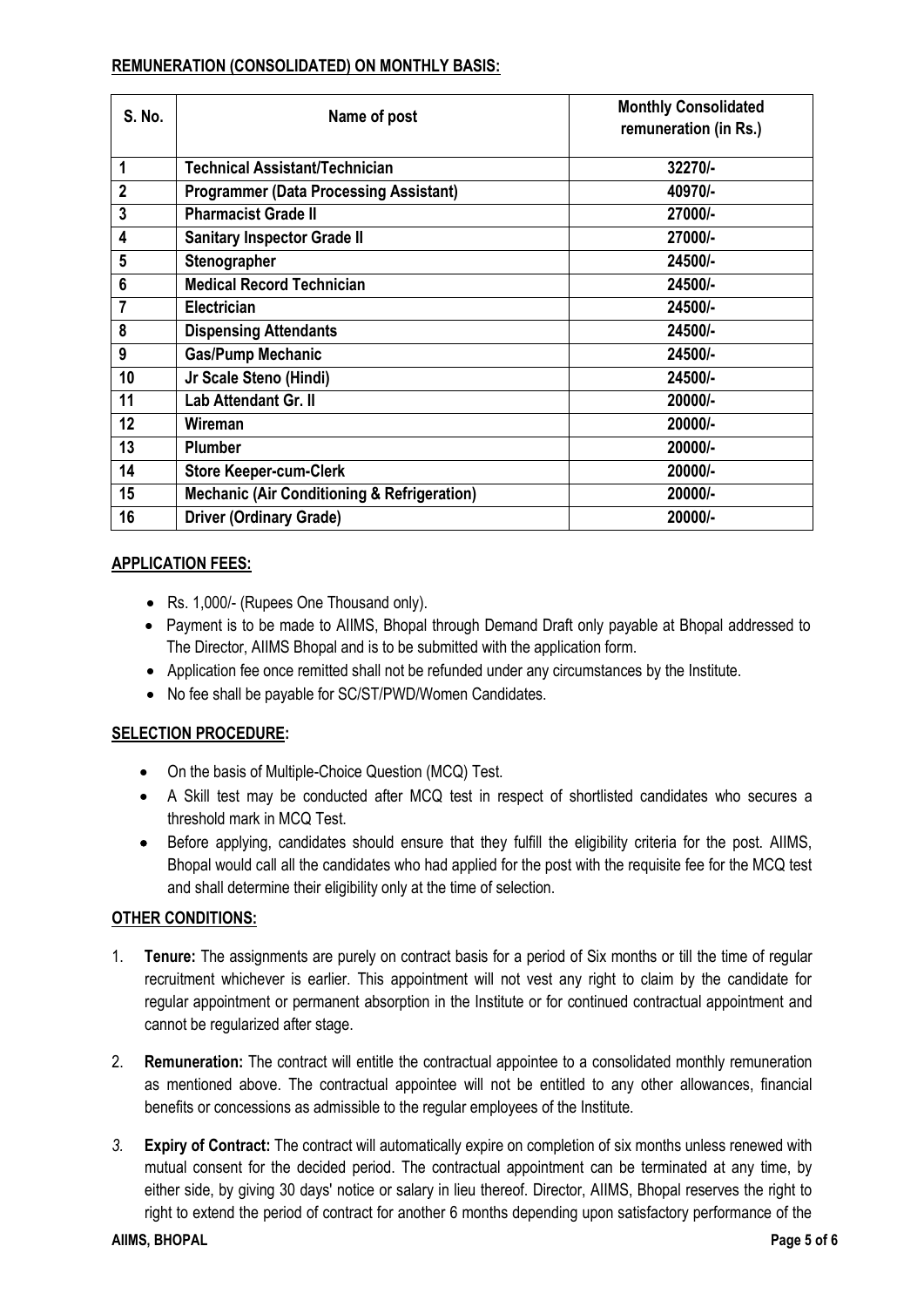**REMUNERATION (CONSOLIDATED) ON MONTHLY BASIS:**

| S. No. | Name of post | Monthly Consolidated remuneration (in Rs.) |
|---|---|---|
| 1 | Technical Assistant/Technician | 32270/- |
| 2 | Programmer (Data Processing Assistant) | 40970/- |
| 3 | Pharmacist Grade II | 27000/- |
| 4 | Sanitary Inspector Grade II | 27000/- |
| 5 | Stenographer | 24500/- |
| 6 | Medical Record Technician | 24500/- |
| 7 | Electrician | 24500/- |
| 8 | Dispensing Attendants | 24500/- |
| 9 | Gas/Pump Mechanic | 24500/- |
| 10 | Jr Scale Steno (Hindi) | 24500/- |
| 11 | Lab Attendant Gr. II | 20000/- |
| 12 | Wireman | 20000/- |
| 13 | Plumber | 20000/- |
| 14 | Store Keeper-cum-Clerk | 20000/- |
| 15 | Mechanic (Air Conditioning & Refrigeration) | 20000/- |
| 16 | Driver (Ordinary Grade) | 20000/- |

**APPLICATION FEES:**

- Rs. 1,000/- (Rupees One Thousand only).
- Payment is to be made to AIIMS, Bhopal through Demand Draft only payable at Bhopal addressed to The Director, AIIMS Bhopal and is to be submitted with the application form.
- Application fee once remitted shall not be refunded under any circumstances by the Institute.
- No fee shall be payable for SC/ST/PWD/Women Candidates.

**SELECTION PROCEDURE:**

- On the basis of Multiple-Choice Question (MCQ) Test.
- A Skill test may be conducted after MCQ test in respect of shortlisted candidates who secures a threshold mark in MCQ Test.
- Before applying, candidates should ensure that they fulfill the eligibility criteria for the post. AIIMS, Bhopal would call all the candidates who had applied for the post with the requisite fee for the MCQ test and shall determine their eligibility only at the time of selection.

**OTHER CONDITIONS:**

1. **Tenure:** The assignments are purely on contract basis for a period of Six months or till the time of regular recruitment whichever is earlier. This appointment will not vest any right to claim by the candidate for regular appointment or permanent absorption in the Institute or for continued contractual appointment and cannot be regularized after stage.
2. **Remuneration:** The contract will entitle the contractual appointee to a consolidated monthly remuneration as mentioned above. The contractual appointee will not be entitled to any other allowances, financial benefits or concessions as admissible to the regular employees of the Institute.
3. **Expiry of Contract:** The contract will automatically expire on completion of six months unless renewed with mutual consent for the decided period. The contractual appointment can be terminated at any time, by either side, by giving 30 days' notice or salary in lieu thereof. Director, AIIMS, Bhopal reserves the right to right to extend the period of contract for another 6 months depending upon satisfactory performance of the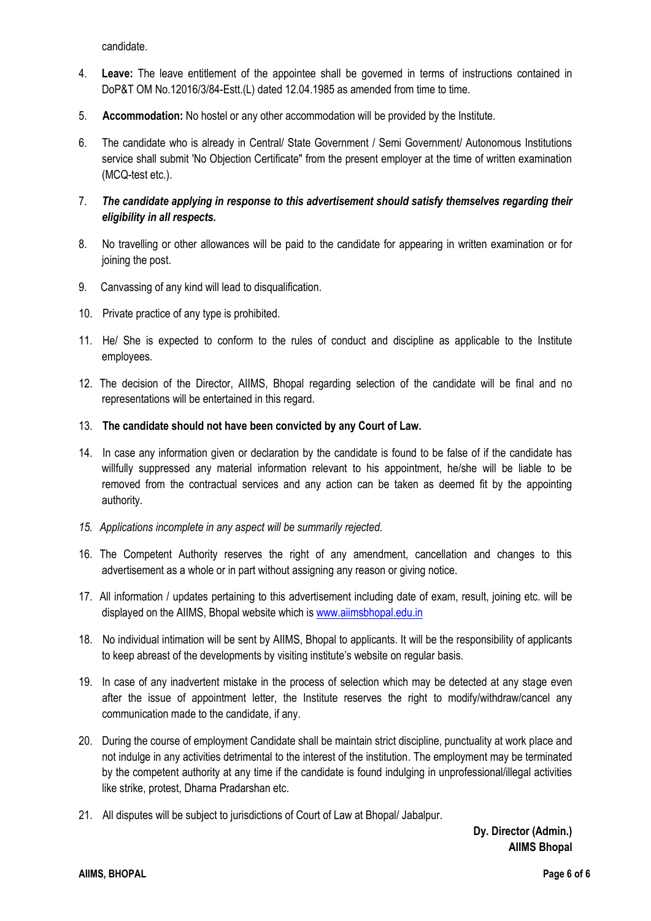candidate.

4. **Leave:** The leave entitlement of the appointee shall be governed in terms of instructions contained in DoP&T OM No.12016/3/84-Estt.(L) dated 12.04.1985 as amended from time to time.
5. **Accommodation:** No hostel or any other accommodation will be provided by the Institute.
6. The candidate who is already in Central/ State Government / Semi Government/ Autonomous Institutions service shall submit 'No Objection Certificate" from the present employer at the time of written examination (MCQ-test etc.).
7. ***The candidate applying in response to this advertisement should satisfy themselves regarding their eligibility in all respects.***
8. No travelling or other allowances will be paid to the candidate for appearing in written examination or for joining the post.
9. Canvassing of any kind will lead to disqualification.
10. Private practice of any type is prohibited.
11. He/ She is expected to conform to the rules of conduct and discipline as applicable to the Institute employees.
12. The decision of the Director, AIIMS, Bhopal regarding selection of the candidate will be final and no representations will be entertained in this regard.
13. **The candidate should not have been convicted by any Court of Law.**
14. In case any information given or declaration by the candidate is found to be false of if the candidate has willfully suppressed any material information relevant to his appointment, he/she will be liable to be removed from the contractual services and any action can be taken as deemed fit by the appointing authority.
15. *Applications incomplete in any aspect will be summarily rejected.*
16. The Competent Authority reserves the right of any amendment, cancellation and changes to this advertisement as a whole or in part without assigning any reason or giving notice.
17. All information / updates pertaining to this advertisement including date of exam, result, joining etc. will be displayed on the AIIMS, Bhopal website which is [www.aiimsbhopal.edu.in](http://www.aiimsbhopal.edu.in)
18. No individual intimation will be sent by AIIMS, Bhopal to applicants. It will be the responsibility of applicants to keep abreast of the developments by visiting institute's website on regular basis.
19. In case of any inadvertent mistake in the process of selection which may be detected at any stage even after the issue of appointment letter, the Institute reserves the right to modify/withdraw/cancel any communication made to the candidate, if any.
20. During the course of employment Candidate shall be maintain strict discipline, punctuality at work place and not indulge in any activities detrimental to the interest of the institution. The employment may be terminated by the competent authority at any time if the candidate is found indulging in unprofessional/illegal activities like strike, protest, Dharna Pradarshan etc.
21. All disputes will be subject to jurisdictions of Court of Law at Bhopal/ Jabalpur.

**Dy. Director (Admin.)**
**AIIMS Bhopal**